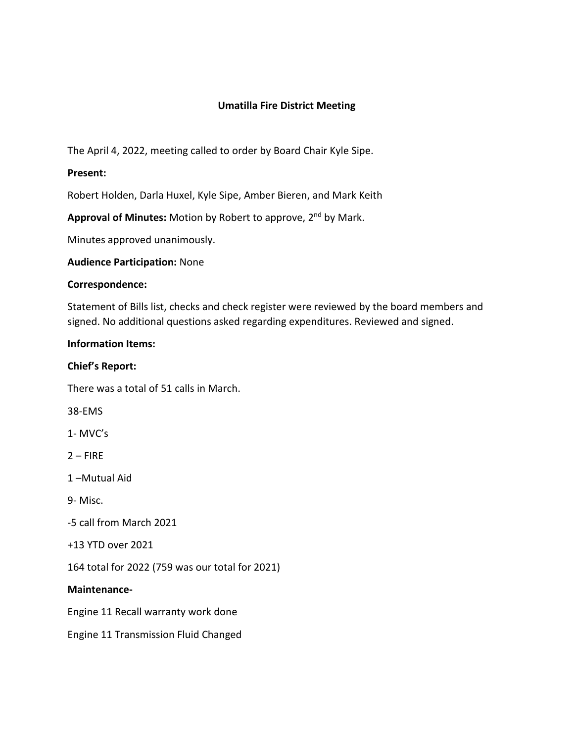# Umatilla Fire District Meeting

The April 4, 2022, meeting called to order by Board Chair Kyle Sipe.

**Present:**

Robert Holden, Darla Huxel, Kyle Sipe, Amber Bieren, and Mark Keith

**Approval of Minutes:** Motion by Robert to approve, 2nd by Mark.

Minutes approved unanimously.

**Audience Participation:** None

**Correspondence:**

Statement of Bills list, checks and check register were reviewed by the board members and signed. No additional questions asked regarding expenditures. Reviewed and signed.

**Information Items:**

**Chief's Report:**

There was a total of 51 calls in March.

38-EMS

1- MVC's

2 – FIRE

1 –Mutual Aid

9- Misc.

-5 call from March 2021

+13 YTD over 2021

164 total for 2022 (759 was our total for 2021)

**Maintenance-**

Engine 11 Recall warranty work done

Engine 11 Transmission Fluid Changed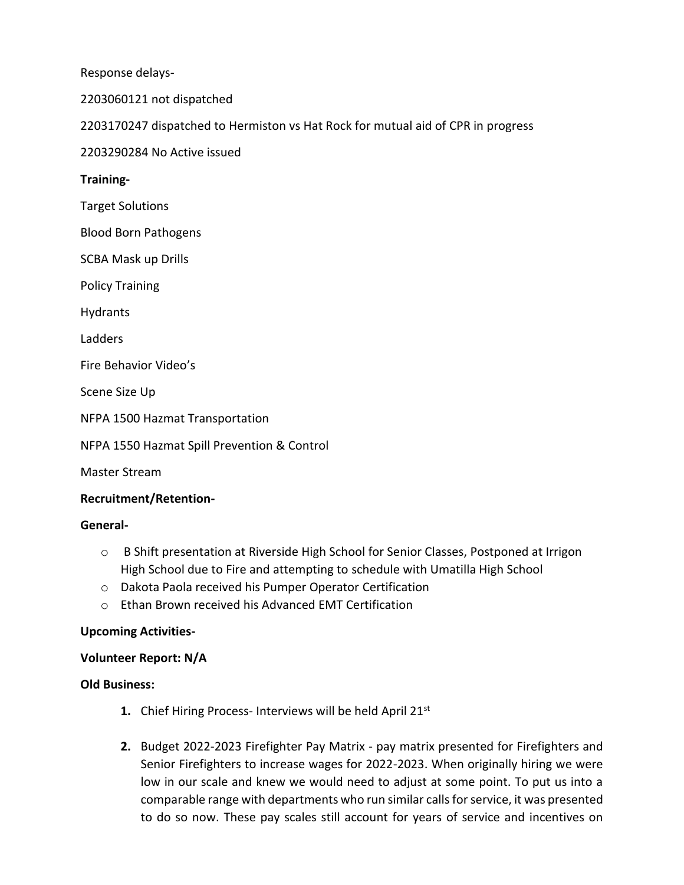Response delays-

2203060121 not dispatched

2203170247 dispatched to Hermiston vs Hat Rock for mutual aid of CPR in progress

2203290284 No Active issued

**Training-**

Target Solutions

Blood Born Pathogens

SCBA Mask up Drills

Policy Training

Hydrants

Ladders

Fire Behavior Video's

Scene Size Up

NFPA 1500 Hazmat Transportation

NFPA 1550 Hazmat Spill Prevention & Control

Master Stream

**Recruitment/Retention-**

**General-**

- B Shift presentation at Riverside High School for Senior Classes, Postponed at Irrigon High School due to Fire and attempting to schedule with Umatilla High School
- Dakota Paola received his Pumper Operator Certification
- Ethan Brown received his Advanced EMT Certification

**Upcoming Activities-**

**Volunteer Report: N/A**

**Old Business:**

1. Chief Hiring Process- Interviews will be held April 21st

2. Budget 2022-2023 Firefighter Pay Matrix - pay matrix presented for Firefighters and Senior Firefighters to increase wages for 2022-2023. When originally hiring we were low in our scale and knew we would need to adjust at some point. To put us into a comparable range with departments who run similar calls for service, it was presented to do so now. These pay scales still account for years of service and incentives on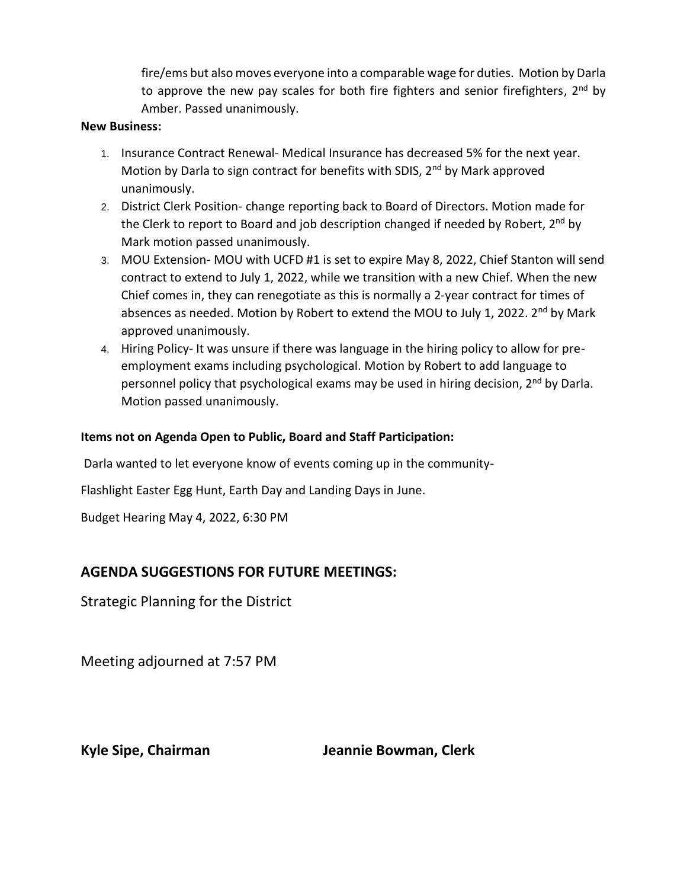fire/ems but also moves everyone into a comparable wage for duties. Motion by Darla to approve the new pay scales for both fire fighters and senior firefighters, 2nd by Amber. Passed unanimously.

**New Business:**

1. Insurance Contract Renewal- Medical Insurance has decreased 5% for the next year. Motion by Darla to sign contract for benefits with SDIS, 2nd by Mark approved unanimously.
2. District Clerk Position- change reporting back to Board of Directors. Motion made for the Clerk to report to Board and job description changed if needed by Robert, 2nd by Mark motion passed unanimously.
3. MOU Extension- MOU with UCFD #1 is set to expire May 8, 2022, Chief Stanton will send contract to extend to July 1, 2022, while we transition with a new Chief. When the new Chief comes in, they can renegotiate as this is normally a 2-year contract for times of absences as needed. Motion by Robert to extend the MOU to July 1, 2022. 2nd by Mark approved unanimously.
4. Hiring Policy- It was unsure if there was language in the hiring policy to allow for pre-employment exams including psychological. Motion by Robert to add language to personnel policy that psychological exams may be used in hiring decision, 2nd by Darla. Motion passed unanimously.

**Items not on Agenda Open to Public, Board and Staff Participation:**

Darla wanted to let everyone know of events coming up in the community-

Flashlight Easter Egg Hunt, Earth Day and Landing Days in June.

Budget Hearing May 4, 2022, 6:30 PM

## AGENDA SUGGESTIONS FOR FUTURE MEETINGS:

Strategic Planning for the District

Meeting adjourned at 7:57 PM

**Kyle Sipe, Chairman** **Jeannie Bowman, Clerk**